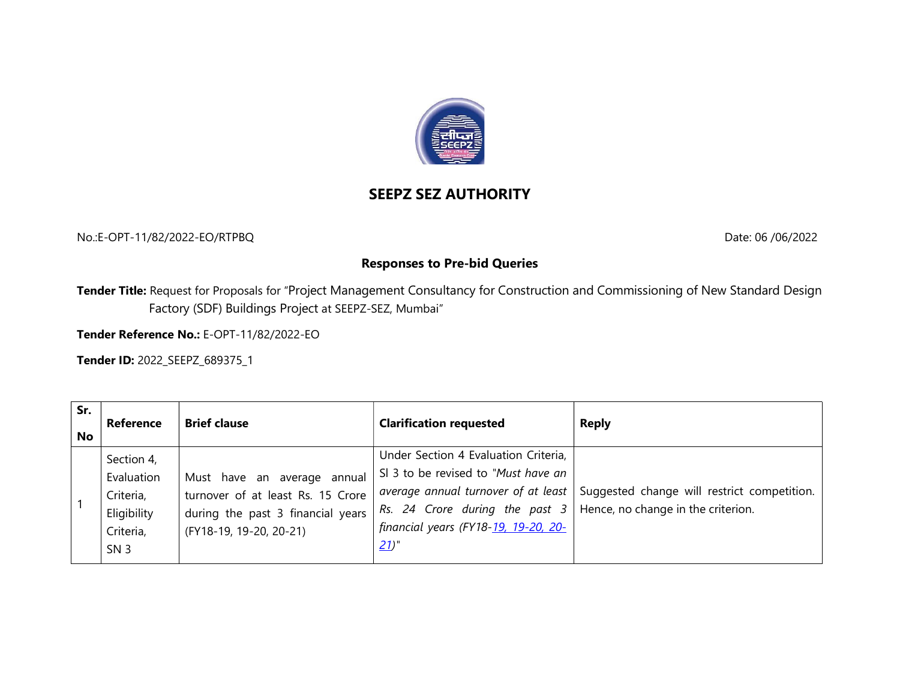# SEEPZ SEZ AUTHORITY

No.:E-OPT-11/82/2022-EO/RTPBQ Date: 06 /06/2022

## Responses to Pre-bid Queries

**Tender Title:** Request for Proposals for "Project Management Consultancy for Construction and Commissioning of New Standard Design Factory (SDF) Buildings Project at SEEPZ-SEZ, Mumbai"

**Tender Reference No.:** E-OPT-11/82/2022-EO

**Tender ID:** 2022_SEEPZ_689375_1

| Sr. No | Reference | Brief clause | Clarification requested | Reply |
|---|---|---|---|---|
| 1 | Section 4, Evaluation Criteria, Eligibility Criteria, SN 3 | Must have an average annual turnover of at least Rs. 15 Crore during the past 3 financial years (FY18-19, 19-20, 20-21) | Under Section 4 Evaluation Criteria, Sl 3 to be revised to "*Must have an average annual turnover of at least Rs. 24 Crore during the past 3 financial years (FY18-19, 19-20, 20-21)*" | Suggested change will restrict competition. Hence, no change in the criterion. |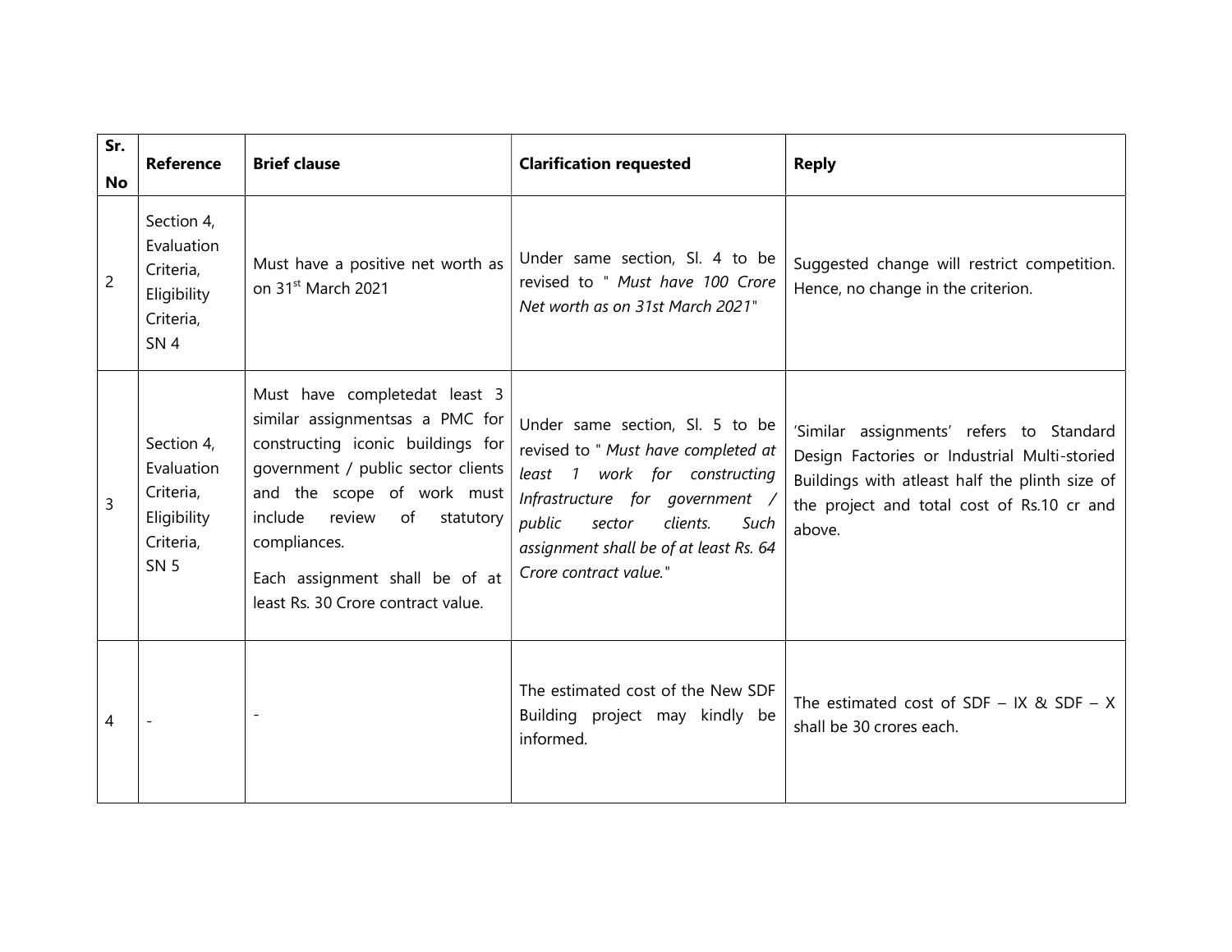| Sr. No | Reference | Brief clause | Clarification requested | Reply |
|---|---|---|---|---|
| 2 | Section 4, Evaluation Criteria, Eligibility Criteria, SN 4 | Must have a positive net worth as on 31st March 2021 | Under same section, Sl. 4 to be revised to " *Must have 100 Crore Net worth as on 31st March 2021*" | Suggested change will restrict competition. Hence, no change in the criterion. |
| 3 | Section 4, Evaluation Criteria, Eligibility Criteria, SN 5 | Must have completedat least 3 similar assignmentsas a PMC for constructing iconic buildings for government / public sector clients and the scope of work must include review of statutory compliances. Each assignment shall be of at least Rs. 30 Crore contract value. | Under same section, Sl. 5 to be revised to " *Must have completed at least 1 work for constructing Infrastructure for government / public sector clients. Such assignment shall be of at least Rs. 64 Crore contract value.*" | 'Similar assignments' refers to Standard Design Factories or Industrial Multi-storied Buildings with atleast half the plinth size of the project and total cost of Rs.10 cr and above. |
| 4 | - | - | The estimated cost of the New SDF Building project may kindly be informed. | The estimated cost of SDF – IX & SDF – X shall be 30 crores each. |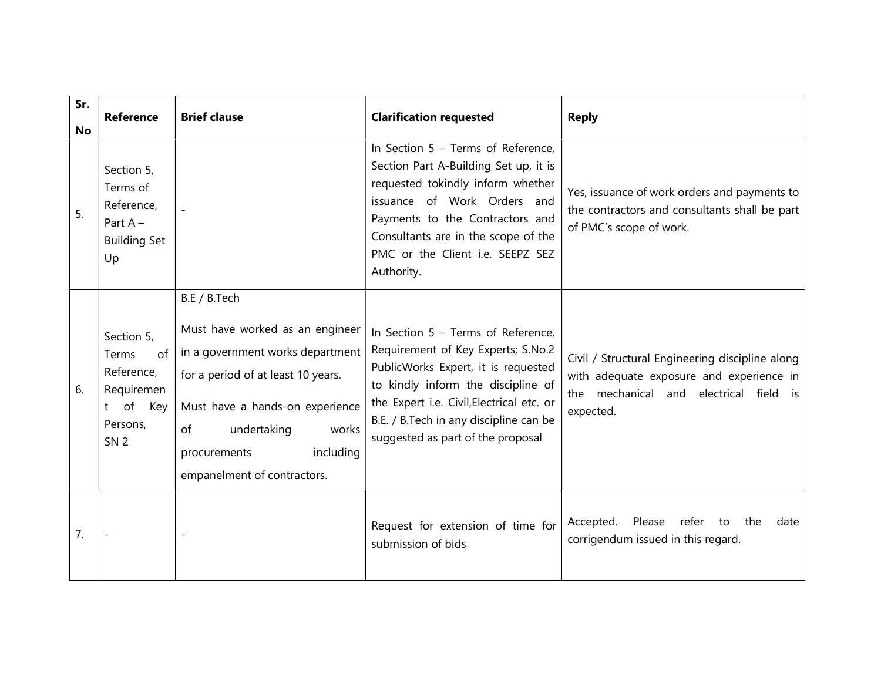| Sr. No | Reference | Brief clause | Clarification requested | Reply |
|---|---|---|---|---|
| 5. | Section 5, Terms of Reference, Part A – Building Set Up | - | In Section 5 – Terms of Reference, Section Part A-Building Set up, it is requested tokindly inform whether issuance of Work Orders and Payments to the Contractors and Consultants are in the scope of the PMC or the Client i.e. SEEPZ SEZ Authority. | Yes, issuance of work orders and payments to the contractors and consultants shall be part of PMC's scope of work. |
| 6. | Section 5, Terms of Reference, Requirement of Key Persons, SN 2 | B.E / B.Tech<br><br>Must have worked as an engineer in a government works department for a period of at least 10 years.<br><br>Must have a hands-on experience of undertaking works procurements including empanelment of contractors. | In Section 5 – Terms of Reference, Requirement of Key Experts; S.No.2 PublicWorks Expert, it is requested to kindly inform the discipline of the Expert i.e. Civil,Electrical etc. or B.E. / B.Tech in any discipline can be suggested as part of the proposal | Civil / Structural Engineering discipline along with adequate exposure and experience in the mechanical and electrical field is expected. |
| 7. | - | - | Request for extension of time for submission of bids | Accepted. Please refer to the date corrigendum issued in this regard. |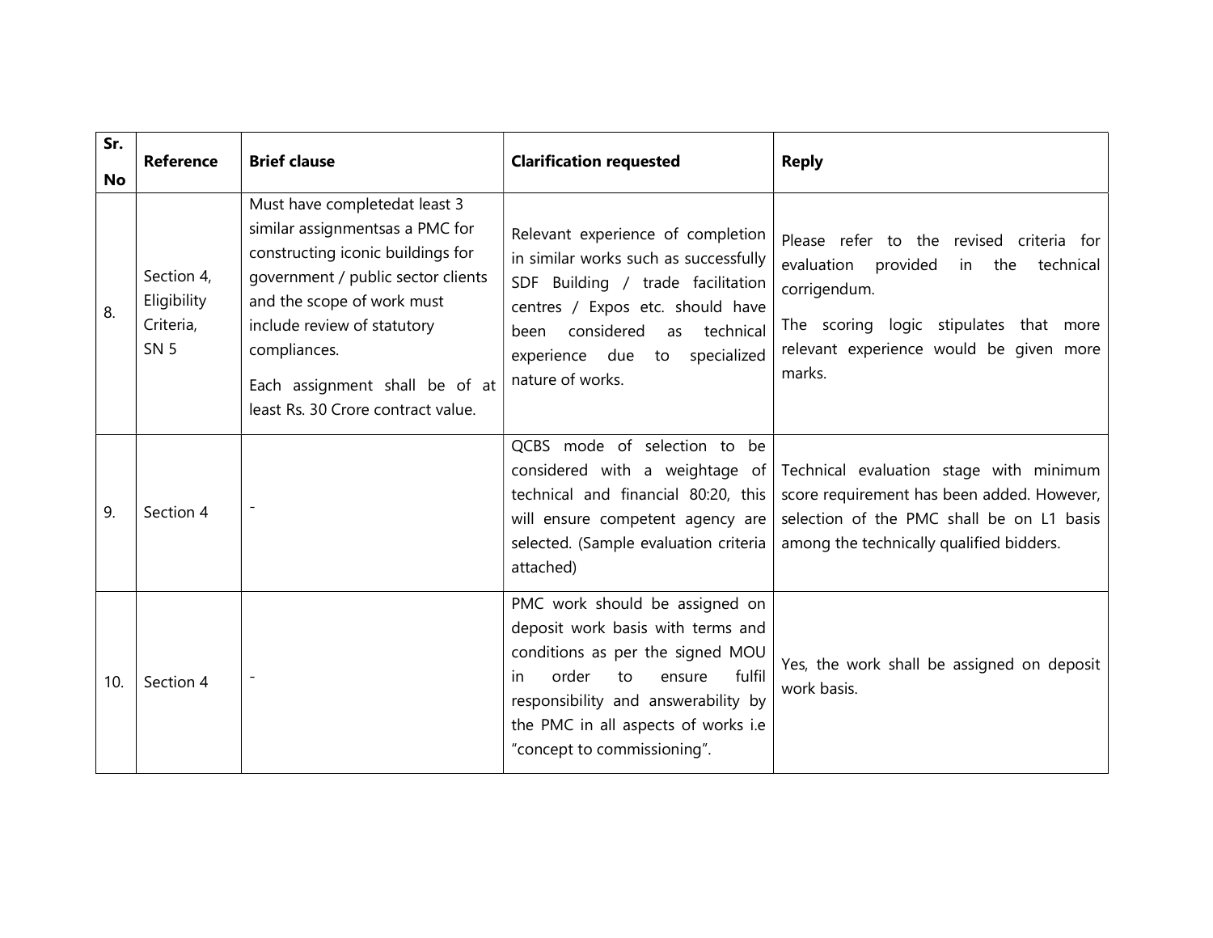| Sr. No | Reference | Brief clause | Clarification requested | Reply |
|---|---|---|---|---|
| 8. | Section 4, Eligibility Criteria, SN 5 | Must have completedat least 3 similar assignmentsas a PMC for constructing iconic buildings for government / public sector clients and the scope of work must include review of statutory compliances.<br><br>Each assignment shall be of at least Rs. 30 Crore contract value. | Relevant experience of completion in similar works such as successfully SDF Building / trade facilitation centres / Expos etc. should have been considered as technical experience due to specialized nature of works. | Please refer to the revised criteria for evaluation provided in the technical corrigendum.<br><br>The scoring logic stipulates that more relevant experience would be given more marks. |
| 9. | Section 4 | - | QCBS mode of selection to be considered with a weightage of technical and financial 80:20, this will ensure competent agency are selected. (Sample evaluation criteria attached) | Technical evaluation stage with minimum score requirement has been added. However, selection of the PMC shall be on L1 basis among the technically qualified bidders. |
| 10. | Section 4 | - | PMC work should be assigned on deposit work basis with terms and conditions as per the signed MOU in order to ensure fulfil responsibility and answerability by the PMC in all aspects of works i.e "concept to commissioning". | Yes, the work shall be assigned on deposit work basis. |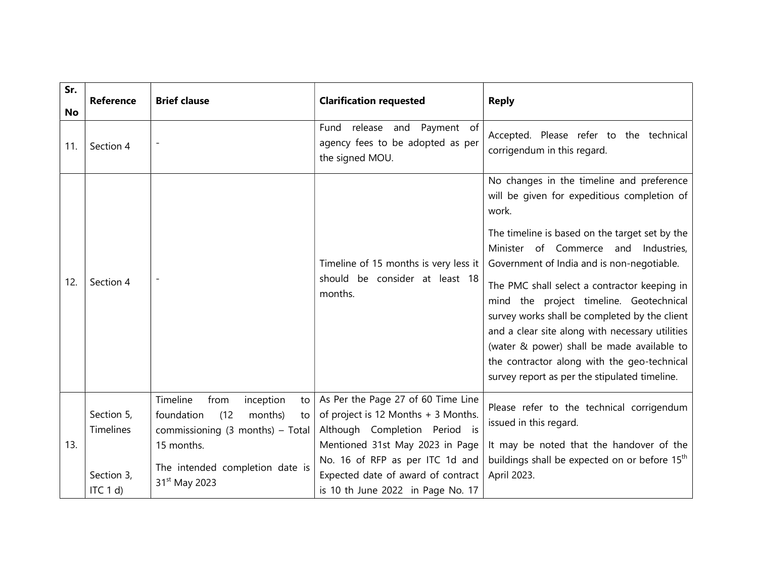| Sr. No | Reference | Brief clause | Clarification requested | Reply |
|---|---|---|---|---|
| 11. | Section 4 | - | Fund release and Payment of agency fees to be adopted as per the signed MOU. | Accepted. Please refer to the technical corrigendum in this regard. |
| 12. | Section 4 | - | Timeline of 15 months is very less it should be consider at least 18 months. | No changes in the timeline and preference will be given for expeditious completion of work.<br><br>The timeline is based on the target set by the Minister of Commerce and Industries, Government of India and is non-negotiable.<br><br>The PMC shall select a contractor keeping in mind the project timeline. Geotechnical survey works shall be completed by the client and a clear site along with necessary utilities (water & power) shall be made available to the contractor along with the geo-technical survey report as per the stipulated timeline. |
| 13. | Section 5, Timelines<br><br>Section 3, ITC 1 d) | Timeline from inception to foundation (12 months) to commissioning (3 months) – Total 15 months.<br><br>The intended completion date is 31st May 2023 | As Per the Page 27 of 60 Time Line of project is 12 Months + 3 Months. Although Completion Period is Mentioned 31st May 2023 in Page No. 16 of RFP as per ITC 1d and Expected date of award of contract is 10 th June 2022 in Page No. 17 | Please refer to the technical corrigendum issued in this regard.<br><br>It may be noted that the handover of the buildings shall be expected on or before 15th April 2023. |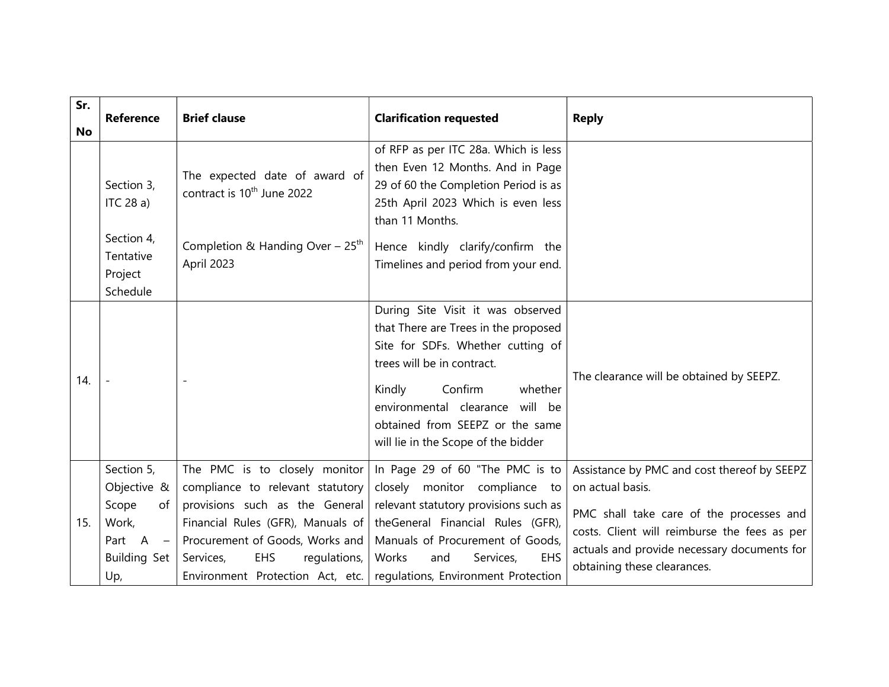| Sr. No | Reference | Brief clause | Clarification requested | Reply |
|---|---|---|---|---|
| | Section 3, ITC 28 a)<br><br>Section 4, Tentative Project Schedule | The expected date of award of contract is 10th June 2022<br><br>Completion & Handing Over – 25th April 2023 | of RFP as per ITC 28a. Which is less then Even 12 Months. And in Page 29 of 60 the Completion Period is as 25th April 2023 Which is even less than 11 Months.<br><br>Hence kindly clarify/confirm the Timelines and period from your end. | |
| 14. | - | - | During Site Visit it was observed that There are Trees in the proposed Site for SDFs. Whether cutting of trees will be in contract.<br><br>Kindly Confirm whether environmental clearance will be obtained from SEEPZ or the same will lie in the Scope of the bidder | The clearance will be obtained by SEEPZ. |
| 15. | Section 5, Objective & Scope of Work, Part A – Building Set Up, | The PMC is to closely monitor compliance to relevant statutory provisions such as the General Financial Rules (GFR), Manuals of Procurement of Goods, Works and Services, EHS regulations, Environment Protection Act, etc. | In Page 29 of 60 "The PMC is to closely monitor compliance to relevant statutory provisions such as theGeneral Financial Rules (GFR), Manuals of Procurement of Goods, Works and Services, EHS regulations, Environment Protection | Assistance by PMC and cost thereof by SEEPZ on actual basis.<br><br>PMC shall take care of the processes and costs. Client will reimburse the fees as per actuals and provide necessary documents for obtaining these clearances. |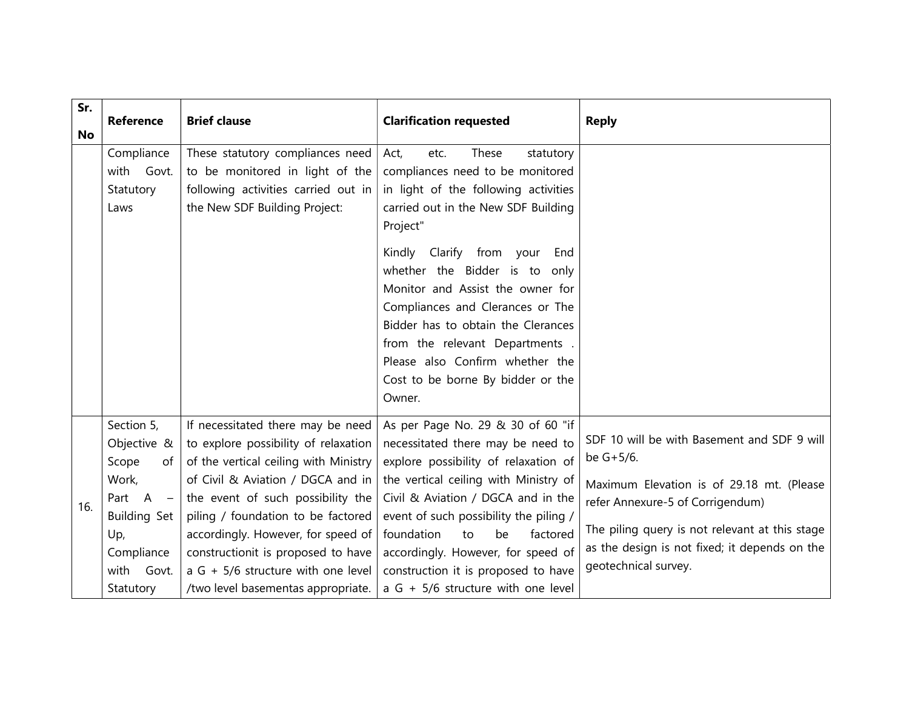| Sr. No | Reference | Brief clause | Clarification requested | Reply |
|---|---|---|---|---|
| | Compliance with Govt. Statutory Laws | These statutory compliances need to be monitored in light of the following activities carried out in the New SDF Building Project: | Act, etc. These statutory compliances need to be monitored in light of the following activities carried out in the New SDF Building Project"<br><br>Kindly Clarify from your End whether the Bidder is to only Monitor and Assist the owner for Compliances and Clerances or The Bidder has to obtain the Clerances from the relevant Departments . Please also Confirm whether the Cost to be borne By bidder or the Owner. | |
| 16. | Section 5, Objective & Scope of Work, Part A – Building Set Up, Compliance with Govt. Statutory | If necessitated there may be need to explore possibility of relaxation of the vertical ceiling with Ministry of Civil & Aviation / DGCA and in the event of such possibility the piling / foundation to be factored accordingly. However, for speed of constructionit is proposed to have a G + 5/6 structure with one level /two level basementas appropriate. | As per Page No. 29 & 30 of 60 "if necessitated there may be need to explore possibility of relaxation of the vertical ceiling with Ministry of Civil & Aviation / DGCA and in the event of such possibility the piling / foundation to be factored accordingly. However, for speed of construction it is proposed to have a G + 5/6 structure with one level | SDF 10 will be with Basement and SDF 9 will be G+5/6.<br><br>Maximum Elevation is of 29.18 mt. (Please refer Annexure-5 of Corrigendum)<br><br>The piling query is not relevant at this stage as the design is not fixed; it depends on the geotechnical survey. |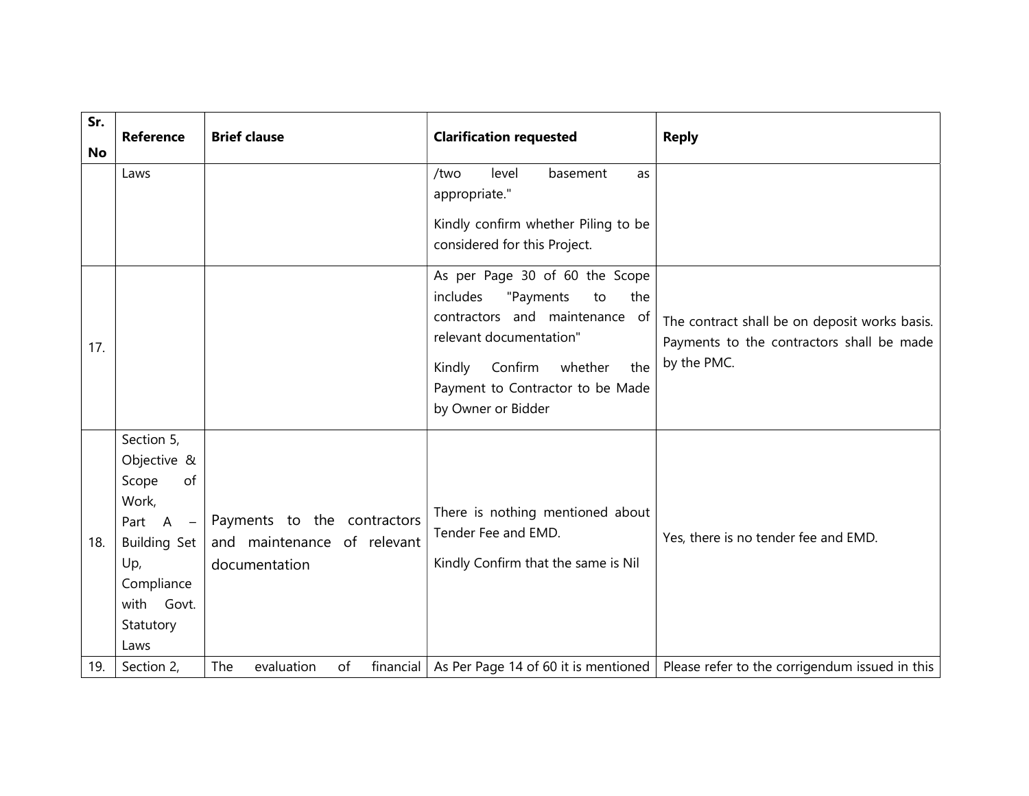| Sr. No | Reference | Brief clause | Clarification requested | Reply |
| --- | --- | --- | --- | --- |
| | Laws | | /two level basement as appropriate."<br><br>Kindly confirm whether Piling to be considered for this Project. | |
| 17. | | | As per Page 30 of 60 the Scope includes "Payments to the contractors and maintenance of relevant documentation"<br><br>Kindly Confirm whether the Payment to Contractor to be Made by Owner or Bidder | The contract shall be on deposit works basis. Payments to the contractors shall be made by the PMC. |
| 18. | Section 5, Objective & Scope of Work, Part A – Building Set Up, Compliance with Govt. Statutory Laws | Payments to the contractors and maintenance of relevant documentation | There is nothing mentioned about Tender Fee and EMD.<br><br>Kindly Confirm that the same is Nil | Yes, there is no tender fee and EMD. |
| 19. | Section 2, | The evaluation of financial | As Per Page 14 of 60 it is mentioned | Please refer to the corrigendum issued in this |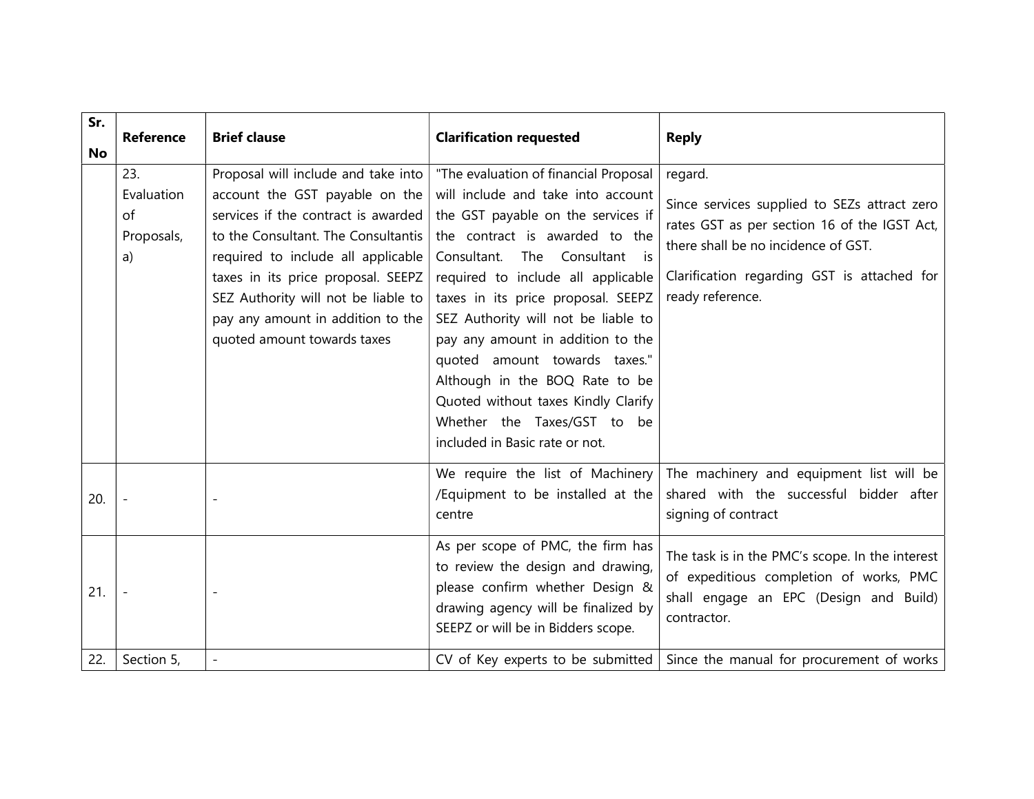| Sr. No | Reference | Brief clause | Clarification requested | Reply |
|---|---|---|---|---|
| | 23. Evaluation of Proposals, a) | Proposal will include and take into account the GST payable on the services if the contract is awarded to the Consultant. The Consultantis required to include all applicable taxes in its price proposal. SEEPZ SEZ Authority will not be liable to pay any amount in addition to the quoted amount towards taxes | "The evaluation of financial Proposal will include and take into account the GST payable on the services if the contract is awarded to the Consultant. The Consultant is required to include all applicable taxes in its price proposal. SEEPZ SEZ Authority will not be liable to pay any amount in addition to the quoted amount towards taxes." Although in the BOQ Rate to be Quoted without taxes Kindly Clarify Whether the Taxes/GST to be included in Basic rate or not. | regard.<br><br>Since services supplied to SEZs attract zero rates GST as per section 16 of the IGST Act, there shall be no incidence of GST.<br><br>Clarification regarding GST is attached for ready reference. |
| 20. | - | - | We require the list of Machinery /Equipment to be installed at the centre | The machinery and equipment list will be shared with the successful bidder after signing of contract |
| 21. | - | - | As per scope of PMC, the firm has to review the design and drawing, please confirm whether Design & drawing agency will be finalized by SEEPZ or will be in Bidders scope. | The task is in the PMC's scope. In the interest of expeditious completion of works, PMC shall engage an EPC (Design and Build) contractor. |
| 22. | Section 5, | - | CV of Key experts to be submitted | Since the manual for procurement of works |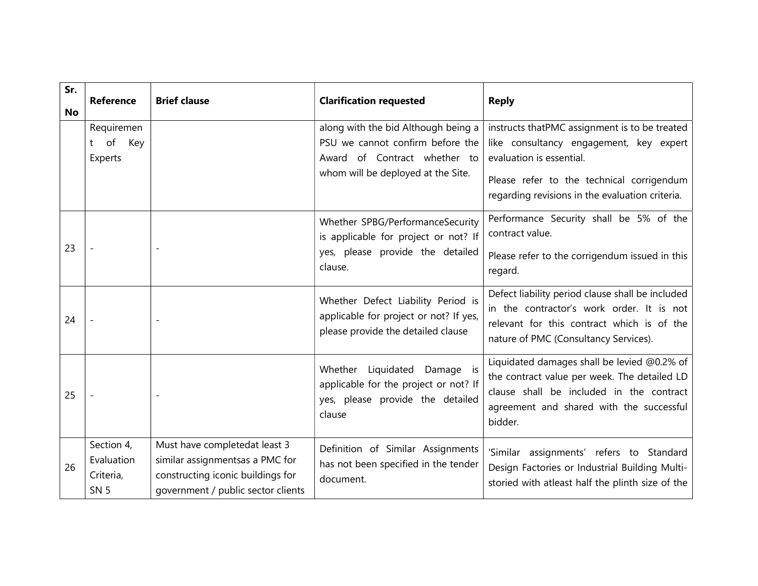| Sr. No | Reference | Brief clause | Clarification requested | Reply |
|---|---|---|---|---|
| | Requirement of Key Experts | | along with the bid Although being a PSU we cannot confirm before the Award of Contract whether to whom will be deployed at the Site. | instructs thatPMC assignment is to be treated like consultancy engagement, key expert evaluation is essential.<br><br>Please refer to the technical corrigendum regarding revisions in the evaluation criteria. |
| 23 | - | - | Whether SPBG/PerformanceSecurity is applicable for project or not? If yes, please provide the detailed clause. | Performance Security shall be 5% of the contract value.<br><br>Please refer to the corrigendum issued in this regard. |
| 24 | - | - | Whether Defect Liability Period is applicable for project or not? If yes, please provide the detailed clause | Defect liability period clause shall be included in the contractor's work order. It is not relevant for this contract which is of the nature of PMC (Consultancy Services). |
| 25 | - | - | Whether Liquidated Damage is applicable for the project or not? If yes, please provide the detailed clause | Liquidated damages shall be levied @0.2% of the contract value per week. The detailed LD clause shall be included in the contract agreement and shared with the successful bidder. |
| 26 | Section 4, Evaluation Criteria, SN 5 | Must have completedat least 3 similar assignmentsas a PMC for constructing iconic buildings for government / public sector clients | Definition of Similar Assignments has not been specified in the tender document. | 'Similar assignments' refers to Standard Design Factories or Industrial Building Multi-storied with atleast half the plinth size of the |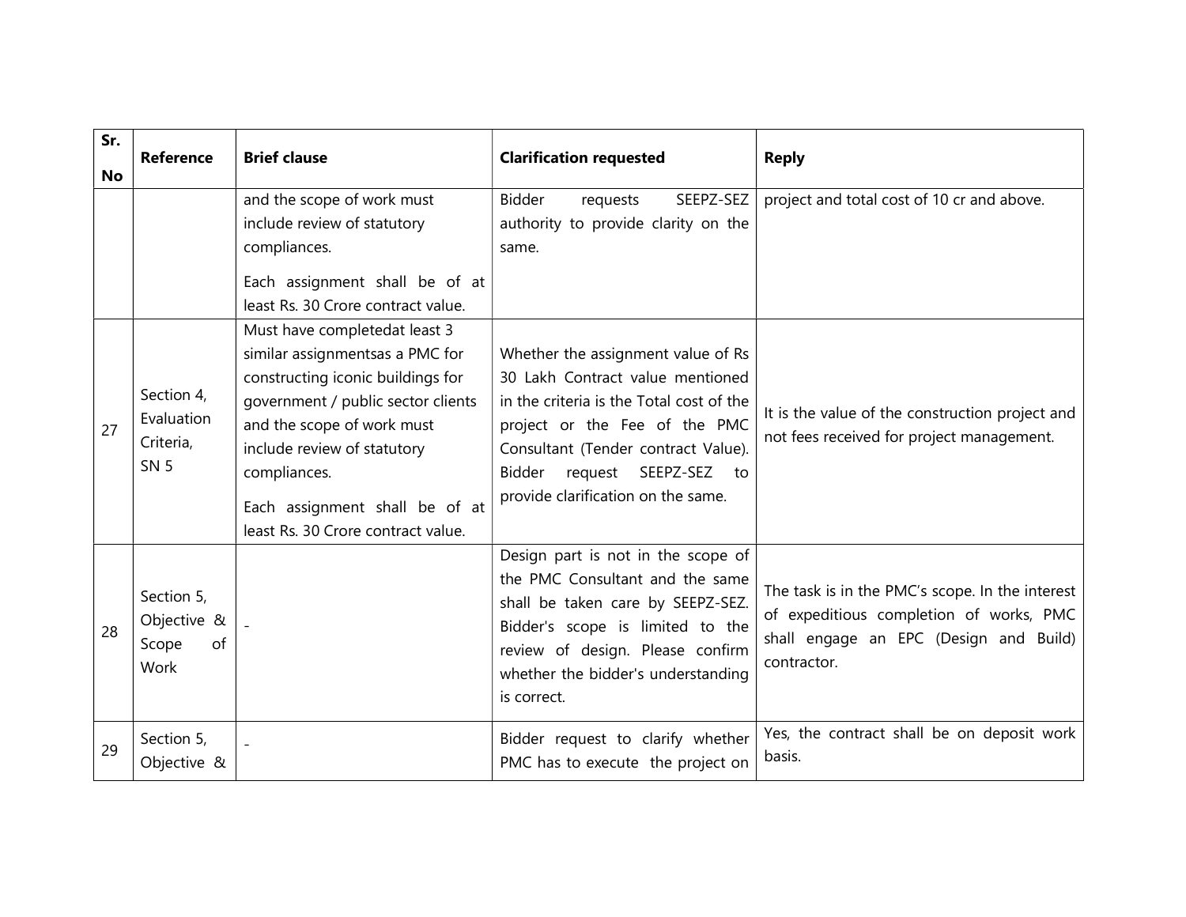| Sr. No | Reference | Brief clause | Clarification requested | Reply |
|---|---|---|---|---|
| | | and the scope of work must include review of statutory compliances.<br><br>Each assignment shall be of at least Rs. 30 Crore contract value. | Bidder requests SEEPZ-SEZ authority to provide clarity on the same. | project and total cost of 10 cr and above. |
| 27 | Section 4, Evaluation Criteria, SN 5 | Must have completedat least 3 similar assignmentsas a PMC for constructing iconic buildings for government / public sector clients and the scope of work must include review of statutory compliances.<br><br>Each assignment shall be of at least Rs. 30 Crore contract value. | Whether the assignment value of Rs 30 Lakh Contract value mentioned in the criteria is the Total cost of the project or the Fee of the PMC Consultant (Tender contract Value). Bidder request SEEPZ-SEZ to provide clarification on the same. | It is the value of the construction project and not fees received for project management. |
| 28 | Section 5, Objective & Scope of Work | - | Design part is not in the scope of the PMC Consultant and the same shall be taken care by SEEPZ-SEZ. Bidder's scope is limited to the review of design. Please confirm whether the bidder's understanding is correct. | The task is in the PMC's scope. In the interest of expeditious completion of works, PMC shall engage an EPC (Design and Build) contractor. |
| 29 | Section 5, Objective & | - | Bidder request to clarify whether PMC has to execute the project on | Yes, the contract shall be on deposit work basis. |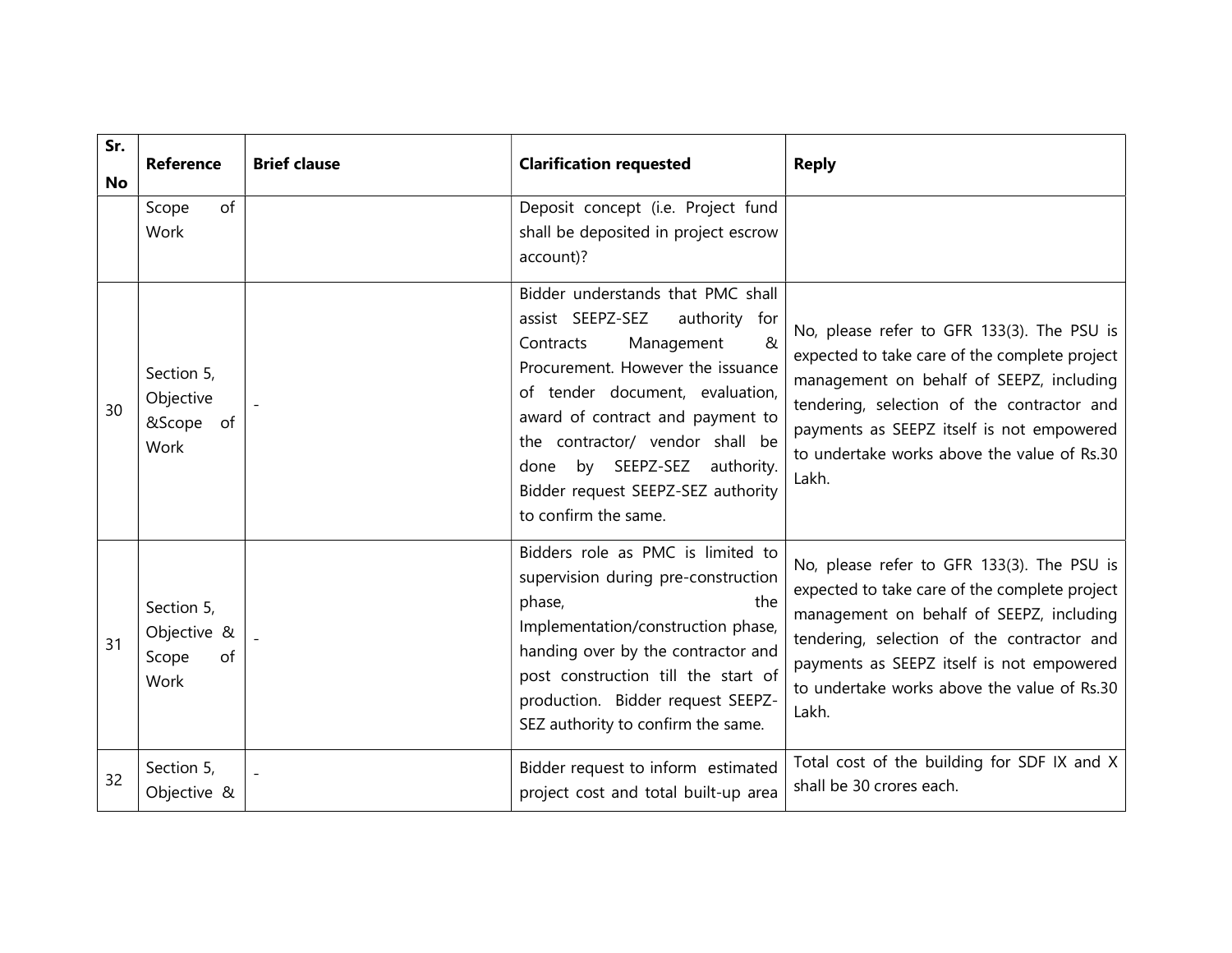| Sr. No | Reference | Brief clause | Clarification requested | Reply |
|---|---|---|---|---|
| | Scope of Work | | Deposit concept (i.e. Project fund shall be deposited in project escrow account)? | |
| 30 | Section 5, Objective &Scope of Work | - | Bidder understands that PMC shall assist SEEPZ-SEZ authority for Contracts Management & Procurement. However the issuance of tender document, evaluation, award of contract and payment to the contractor/ vendor shall be done by SEEPZ-SEZ authority. Bidder request SEEPZ-SEZ authority to confirm the same. | No, please refer to GFR 133(3). The PSU is expected to take care of the complete project management on behalf of SEEPZ, including tendering, selection of the contractor and payments as SEEPZ itself is not empowered to undertake works above the value of Rs.30 Lakh. |
| 31 | Section 5, Objective & Scope of Work | - | Bidders role as PMC is limited to supervision during pre-construction phase, the Implementation/construction phase, handing over by the contractor and post construction till the start of production. Bidder request SEEPZ-SEZ authority to confirm the same. | No, please refer to GFR 133(3). The PSU is expected to take care of the complete project management on behalf of SEEPZ, including tendering, selection of the contractor and payments as SEEPZ itself is not empowered to undertake works above the value of Rs.30 Lakh. |
| 32 | Section 5, Objective & | - | Bidder request to inform estimated project cost and total built-up area | Total cost of the building for SDF IX and X shall be 30 crores each. |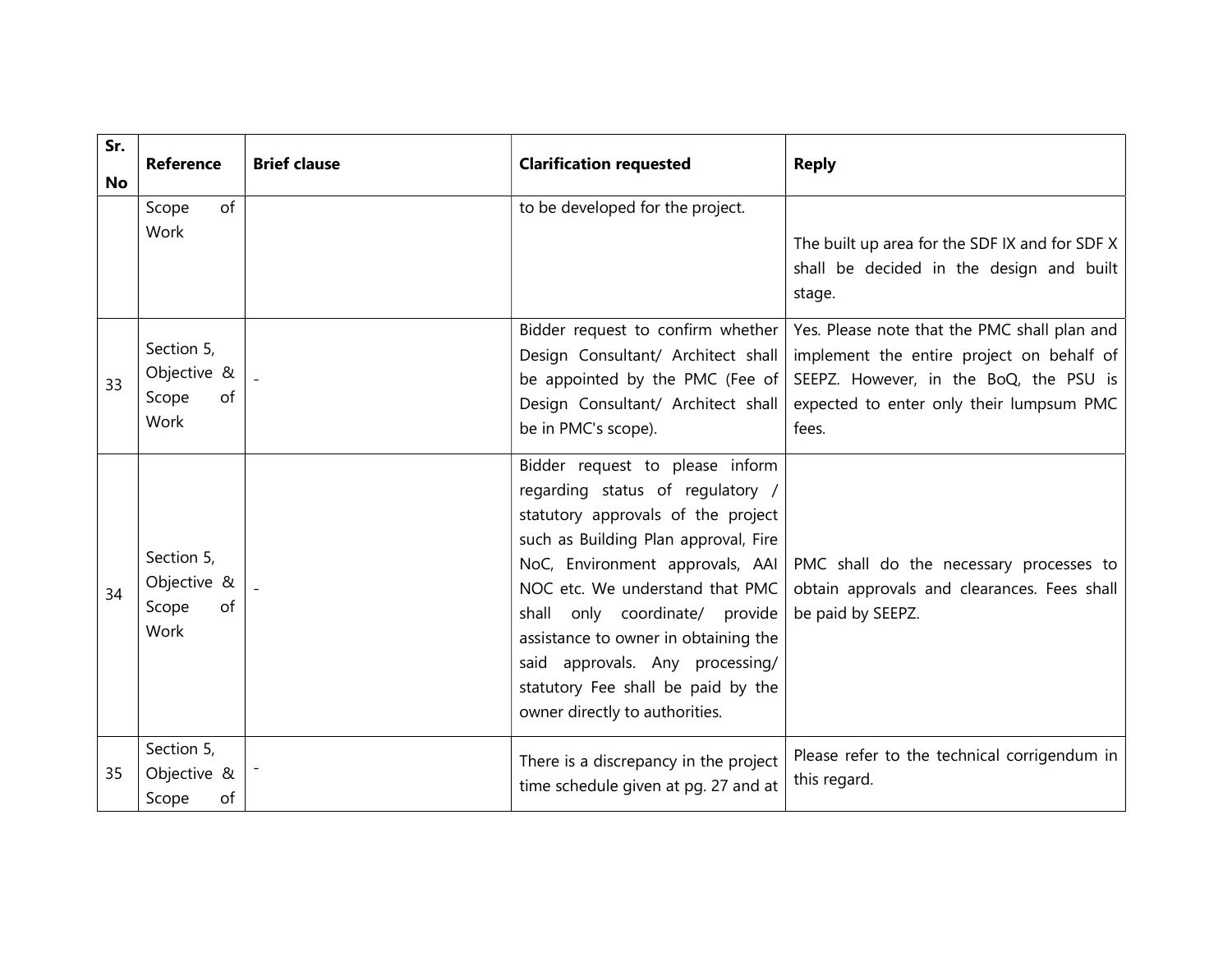| Sr. No | Reference | Brief clause | Clarification requested | Reply |
|---|---|---|---|---|
| | Scope of Work | | to be developed for the project. | The built up area for the SDF IX and for SDF X shall be decided in the design and built stage. |
| 33 | Section 5, Objective & Scope of Work | - | Bidder request to confirm whether Design Consultant/ Architect shall be appointed by the PMC (Fee of Design Consultant/ Architect shall be in PMC's scope). | Yes. Please note that the PMC shall plan and implement the entire project on behalf of SEEPZ. However, in the BoQ, the PSU is expected to enter only their lumpsum PMC fees. |
| 34 | Section 5, Objective & Scope of Work | - | Bidder request to please inform regarding status of regulatory / statutory approvals of the project such as Building Plan approval, Fire NoC, Environment approvals, AAI NOC etc. We understand that PMC shall only coordinate/ provide assistance to owner in obtaining the said approvals. Any processing/ statutory Fee shall be paid by the owner directly to authorities. | PMC shall do the necessary processes to obtain approvals and clearances. Fees shall be paid by SEEPZ. |
| 35 | Section 5, Objective & Scope of | - | There is a discrepancy in the project time schedule given at pg. 27 and at | Please refer to the technical corrigendum in this regard. |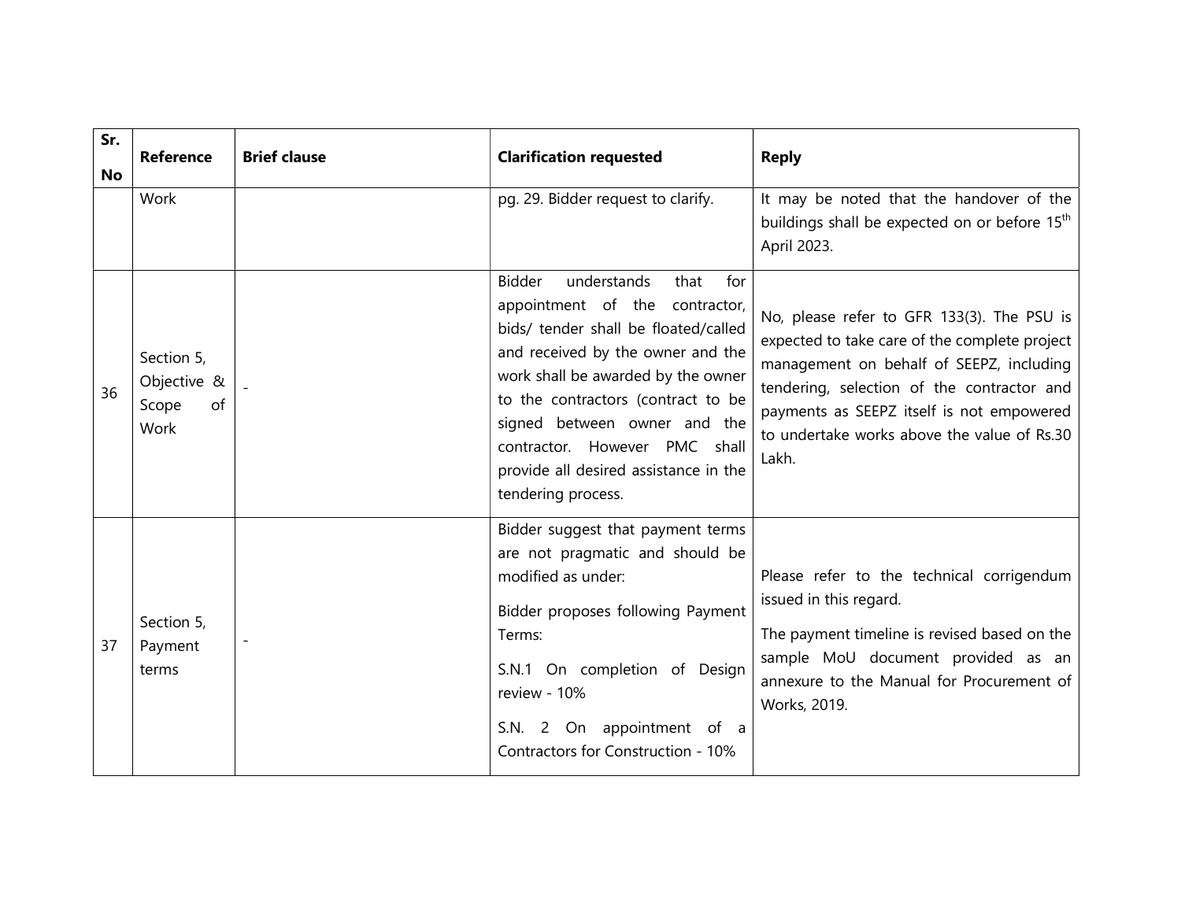| Sr. No | Reference | Brief clause | Clarification requested | Reply |
|---|---|---|---|---|
| | Work | | pg. 29. Bidder request to clarify. | It may be noted that the handover of the buildings shall be expected on or before 15th April 2023. |
| 36 | Section 5, Objective & Scope of Work | - | Bidder understands that for appointment of the contractor, bids/ tender shall be floated/called and received by the owner and the work shall be awarded by the owner to the contractors (contract to be signed between owner and the contractor. However PMC shall provide all desired assistance in the tendering process. | No, please refer to GFR 133(3). The PSU is expected to take care of the complete project management on behalf of SEEPZ, including tendering, selection of the contractor and payments as SEEPZ itself is not empowered to undertake works above the value of Rs.30 Lakh. |
| 37 | Section 5, Payment terms | - | Bidder suggest that payment terms are not pragmatic and should be modified as under:<br><br>Bidder proposes following Payment Terms:<br><br>S.N.1 On completion of Design review - 10%<br><br>S.N. 2 On appointment of a Contractors for Construction - 10% | Please refer to the technical corrigendum issued in this regard.<br><br>The payment timeline is revised based on the sample MoU document provided as an annexure to the Manual for Procurement of Works, 2019. |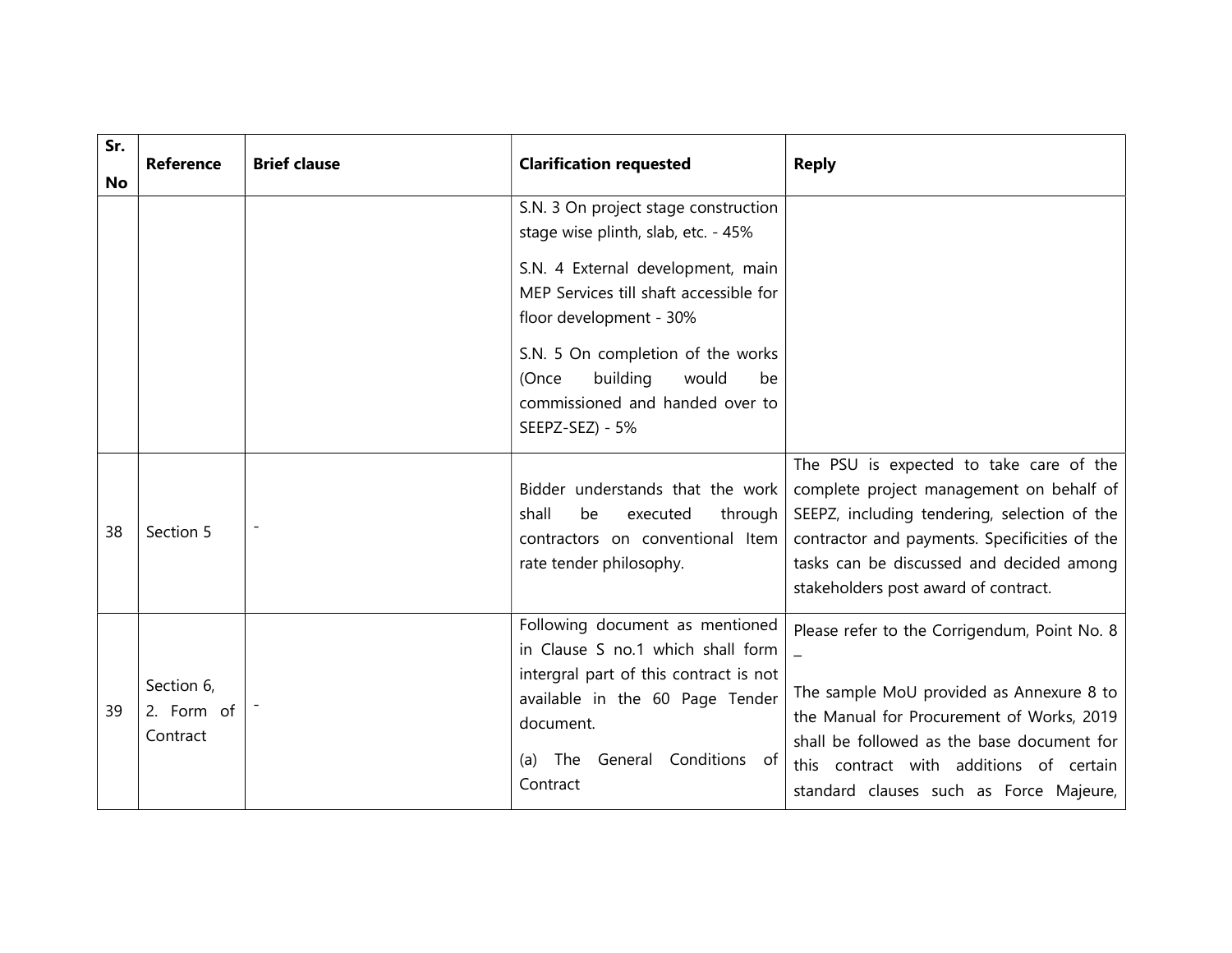| Sr. No | Reference | Brief clause | Clarification requested | Reply |
|---|---|---|---|---|
| | | | S.N. 3 On project stage construction stage wise plinth, slab, etc. - 45%<br><br>S.N. 4 External development, main MEP Services till shaft accessible for floor development - 30%<br><br>S.N. 5 On completion of the works (Once building would be commissioned and handed over to SEEPZ-SEZ) - 5% | |
| 38 | Section 5 | - | Bidder understands that the work shall be executed through contractors on conventional Item rate tender philosophy. | The PSU is expected to take care of the complete project management on behalf of SEEPZ, including tendering, selection of the contractor and payments. Specificities of the tasks can be discussed and decided among stakeholders post award of contract. |
| 39 | Section 6, 2. Form of Contract | - | Following document as mentioned in Clause S no.1 which shall form intergral part of this contract is not available in the 60 Page Tender document.<br><br>(a) The General Conditions of Contract | Please refer to the Corrigendum, Point No. 8 –<br><br>The sample MoU provided as Annexure 8 to the Manual for Procurement of Works, 2019 shall be followed as the base document for this contract with additions of certain standard clauses such as Force Majeure, |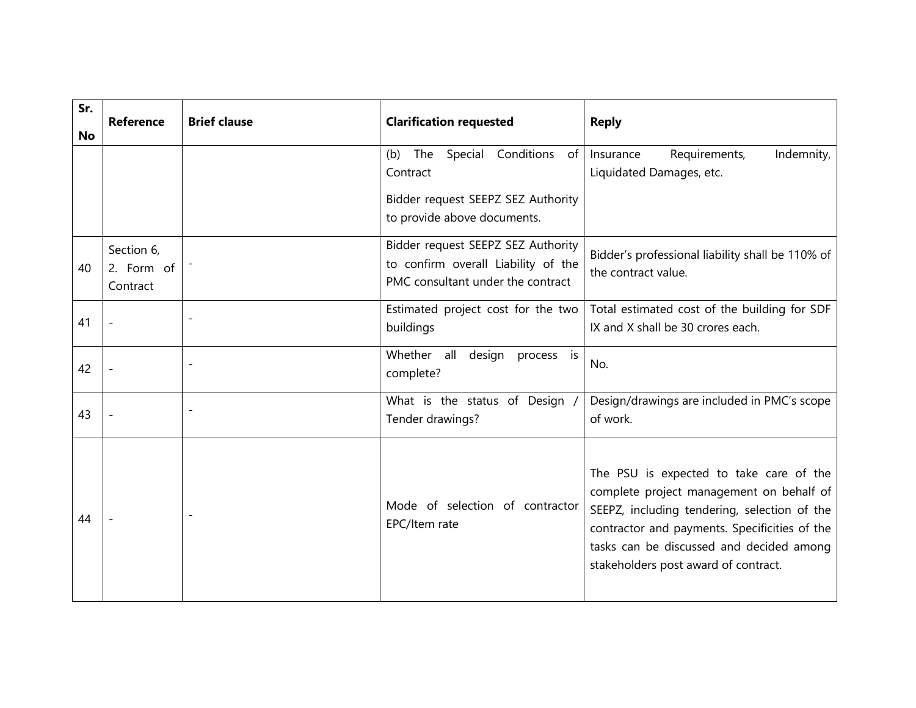| Sr. No | Reference | Brief clause | Clarification requested | Reply |
|---|---|---|---|---|
| | | | (b) The Special Conditions of Contract<br><br>Bidder request SEEPZ SEZ Authority to provide above documents. | Insurance Requirements, Indemnity, Liquidated Damages, etc. |
| 40 | Section 6, 2. Form of Contract | - | Bidder request SEEPZ SEZ Authority to confirm overall Liability of the PMC consultant under the contract | Bidder's professional liability shall be 110% of the contract value. |
| 41 | - | - | Estimated project cost for the two buildings | Total estimated cost of the building for SDF IX and X shall be 30 crores each. |
| 42 | - | - | Whether all design process is complete? | No. |
| 43 | - | - | What is the status of Design / Tender drawings? | Design/drawings are included in PMC's scope of work. |
| 44 | - | - | Mode of selection of contractor EPC/Item rate | The PSU is expected to take care of the complete project management on behalf of SEEPZ, including tendering, selection of the contractor and payments. Specificities of the tasks can be discussed and decided among stakeholders post award of contract. |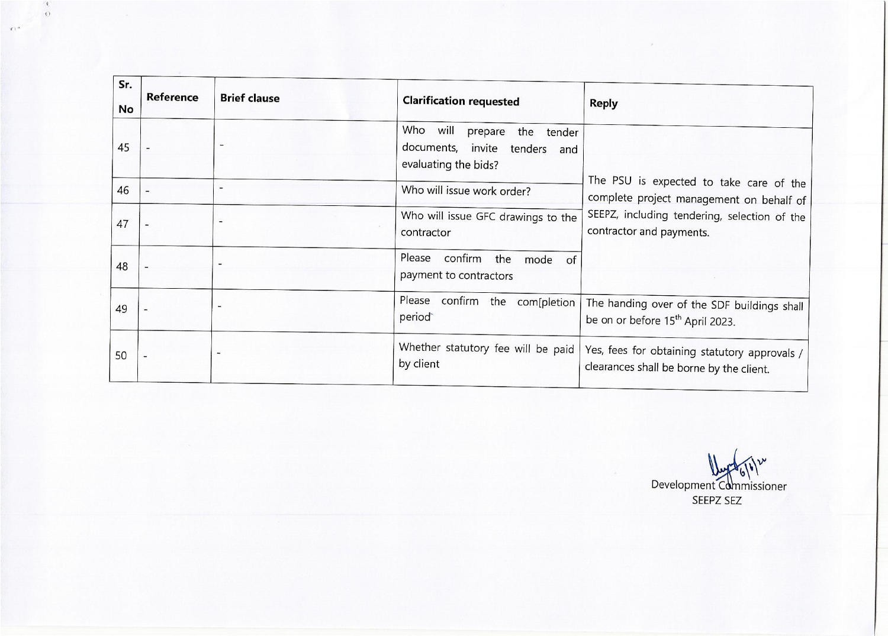| Sr. No | Reference | Brief clause | Clarification requested | Reply |
|---|---|---|---|---|
| 45 | - | - | Who will prepare the tender documents, invite tenders and evaluating the bids? | The PSU is expected to take care of the complete project management on behalf of SEEPZ, including tendering, selection of the contractor and payments. |
| 46 | - | - | Who will issue work order? | |
| 47 | - | - | Who will issue GFC drawings to the contractor | |
| 48 | - | - | Please confirm the mode of payment to contractors | |
| 49 | - | - | Please confirm the com[pletion period | The handing over of the SDF buildings shall be on or before 15th April 2023. |
| 50 | - | - | Whether statutory fee will be paid by client | Yes, fees for obtaining statutory approvals / clearances shall be borne by the client. |

6/1/24

Development Commissioner
SEEPZ SEZ